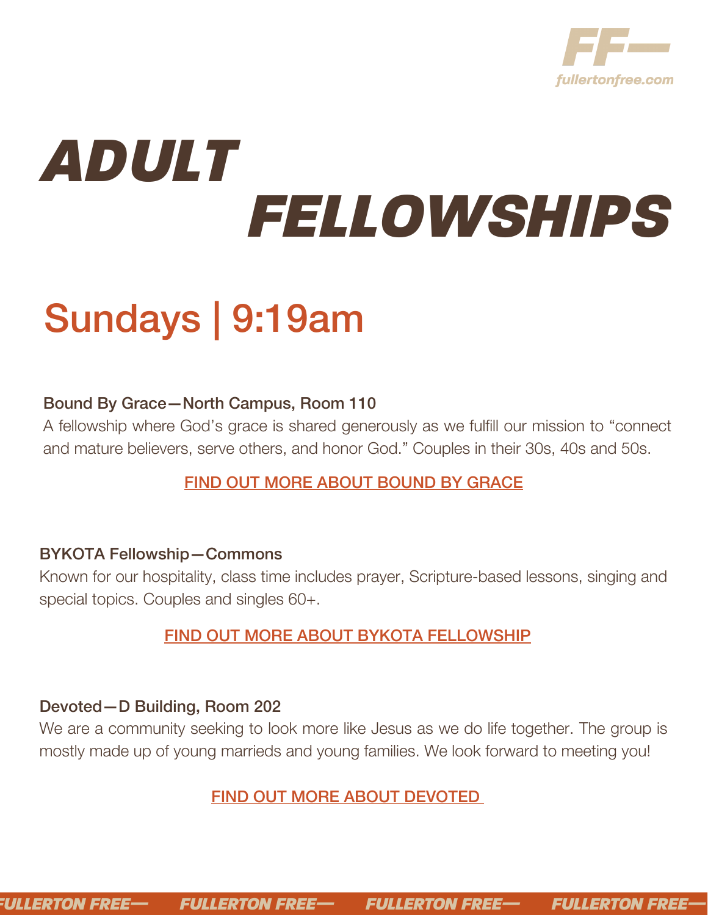# ADULT FELLOWSHIPS

## Sundays | 9:19am

**Bound By Grace—North Campus, Room 110**

A fellowship where God's grace is shared generously as we fulfill our mission to "connect and mature believers, serve others, and honor God." Couples in their 30s, 40s and 50s.

FIND OUT MORE ABOUT BOUND BY GRACE

**BYKOTA Fellowship—Commons**

Known for our hospitality, class time includes prayer, Scripture-based lessons, singing and special topics. Couples and singles 60+.

FIND OUT MORE ABOUT BYKOTA FELLOWSHIP

**Devoted—D Building, Room 202**

We are a community seeking to look more like Jesus as we do life together. The group is mostly made up of young marrieds and young families. We look forward to meeting you!

FIND OUT MORE ABOUT DEVOTED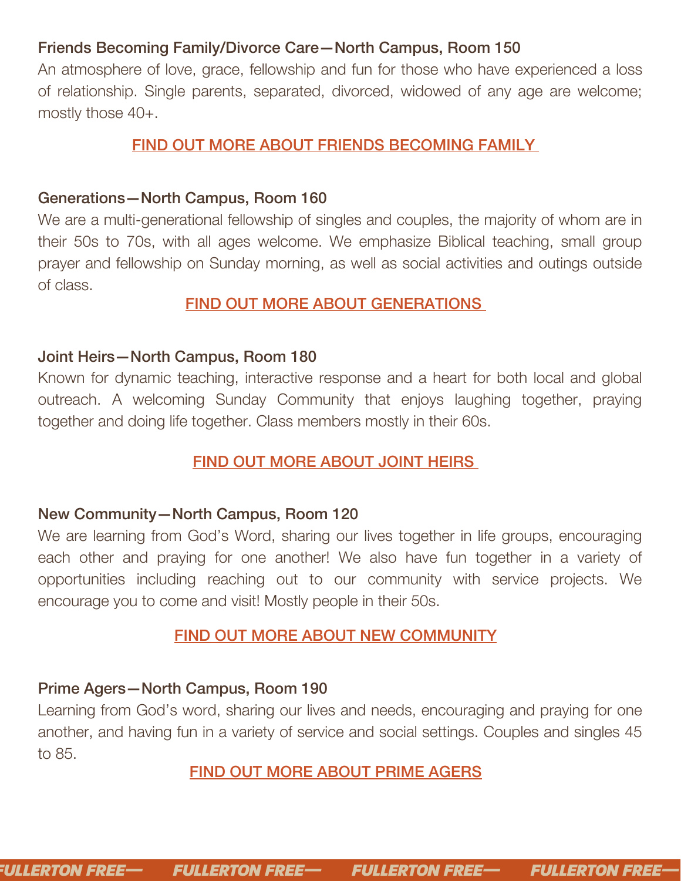### Friends Becoming Family/Divorce Care—North Campus, Room 150

An atmosphere of love, grace, fellowship and fun for those who have experienced a loss of relationship. Single parents, separated, divorced, widowed of any age are welcome; mostly those 40+.

FIND OUT MORE ABOUT FRIENDS BECOMING FAMILY

### Generations—North Campus, Room 160

We are a multi-generational fellowship of singles and couples, the majority of whom are in their 50s to 70s, with all ages welcome. We emphasize Biblical teaching, small group prayer and fellowship on Sunday morning, as well as social activities and outings outside of class.

FIND OUT MORE ABOUT GENERATIONS

### Joint Heirs—North Campus, Room 180

Known for dynamic teaching, interactive response and a heart for both local and global outreach. A welcoming Sunday Community that enjoys laughing together, praying together and doing life together. Class members mostly in their 60s.

FIND OUT MORE ABOUT JOINT HEIRS

### New Community—North Campus, Room 120

We are learning from God's Word, sharing our lives together in life groups, encouraging each other and praying for one another! We also have fun together in a variety of opportunities including reaching out to our community with service projects. We encourage you to come and visit! Mostly people in their 50s.

FIND OUT MORE ABOUT NEW COMMUNITY

### Prime Agers—North Campus, Room 190

Learning from God's word, sharing our lives and needs, encouraging and praying for one another, and having fun in a variety of service and social settings. Couples and singles 45 to 85.

FIND OUT MORE ABOUT PRIME AGERS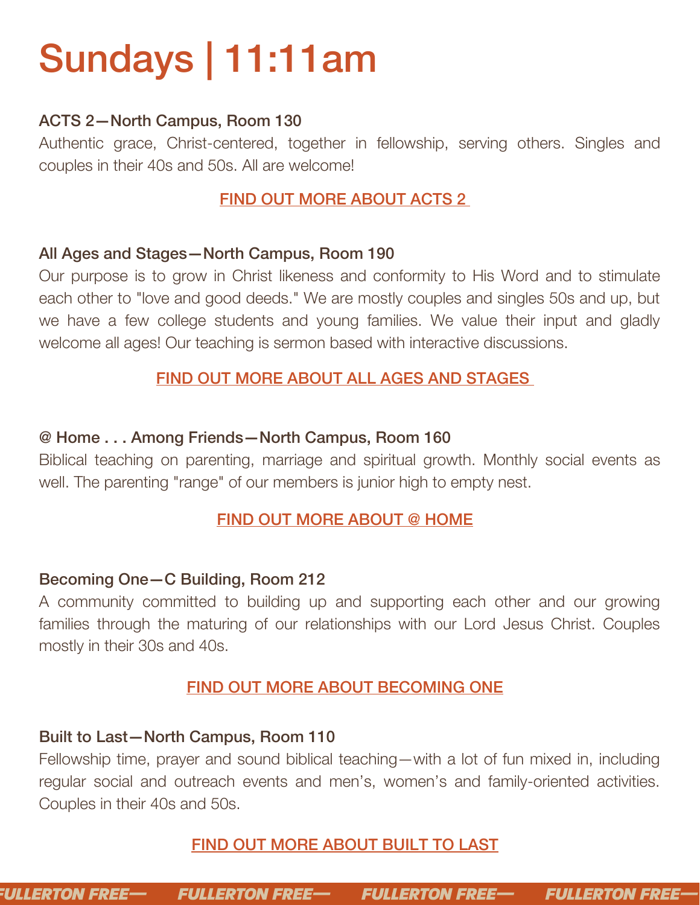# Sundays | 11:11am

**ACTS 2—North Campus, Room 130**

Authentic grace, Christ-centered, together in fellowship, serving others. Singles and couples in their 40s and 50s. All are welcome!

FIND OUT MORE ABOUT ACTS 2

**All Ages and Stages—North Campus, Room 190**

Our purpose is to grow in Christ likeness and conformity to His Word and to stimulate each other to "love and good deeds." We are mostly couples and singles 50s and up, but we have a few college students and young families. We value their input and gladly welcome all ages! Our teaching is sermon based with interactive discussions.

FIND OUT MORE ABOUT ALL AGES AND STAGES

**@ Home . . . Among Friends—North Campus, Room 160**

Biblical teaching on parenting, marriage and spiritual growth. Monthly social events as well. The parenting "range" of our members is junior high to empty nest.

FIND OUT MORE ABOUT @ HOME

**Becoming One—C Building, Room 212**

A community committed to building up and supporting each other and our growing families through the maturing of our relationships with our Lord Jesus Christ. Couples mostly in their 30s and 40s.

FIND OUT MORE ABOUT BECOMING ONE

**Built to Last—North Campus, Room 110**

Fellowship time, prayer and sound biblical teaching—with a lot of fun mixed in, including regular social and outreach events and men's, women's and family-oriented activities. Couples in their 40s and 50s.

FIND OUT MORE ABOUT BUILT TO LAST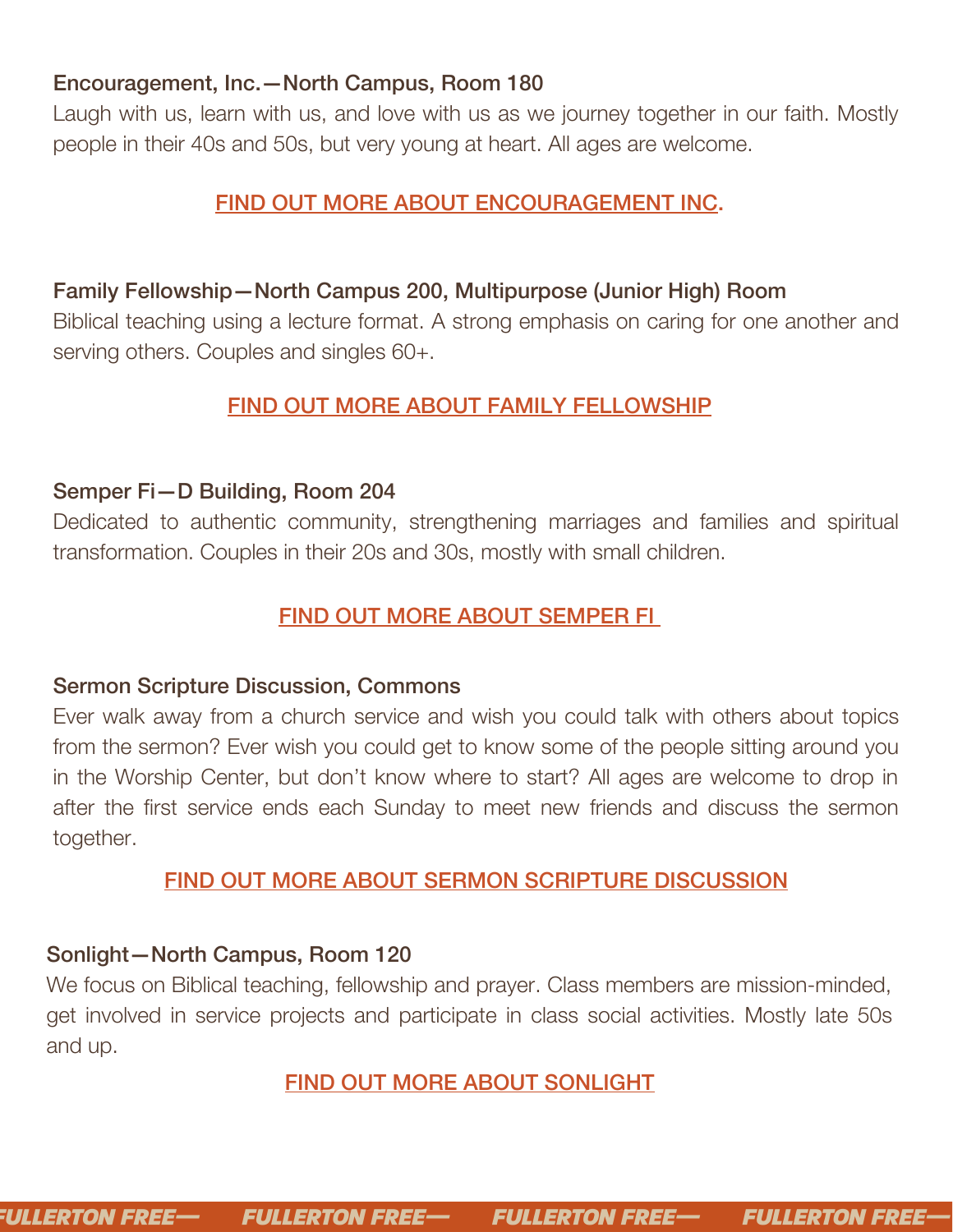**Encouragement, Inc.—North Campus, Room 180**

Laugh with us, learn with us, and love with us as we journey together in our faith. Mostly people in their 40s and 50s, but very young at heart. All ages are welcome.

FIND OUT MORE ABOUT ENCOURAGEMENT INC.

**Family Fellowship—North Campus 200, Multipurpose (Junior High) Room**

Biblical teaching using a lecture format. A strong emphasis on caring for one another and serving others. Couples and singles 60+.

FIND OUT MORE ABOUT FAMILY FELLOWSHIP

**Semper Fi—D Building, Room 204**

Dedicated to authentic community, strengthening marriages and families and spiritual transformation. Couples in their 20s and 30s, mostly with small children.

FIND OUT MORE ABOUT SEMPER FI

**Sermon Scripture Discussion, Commons**

Ever walk away from a church service and wish you could talk with others about topics from the sermon? Ever wish you could get to know some of the people sitting around you in the Worship Center, but don't know where to start? All ages are welcome to drop in after the first service ends each Sunday to meet new friends and discuss the sermon together.

FIND OUT MORE ABOUT SERMON SCRIPTURE DISCUSSION

**Sonlight—North Campus, Room 120**

We focus on Biblical teaching, fellowship and prayer. Class members are mission-minded, get involved in service projects and participate in class social activities. Mostly late 50s and up.

FIND OUT MORE ABOUT SONLIGHT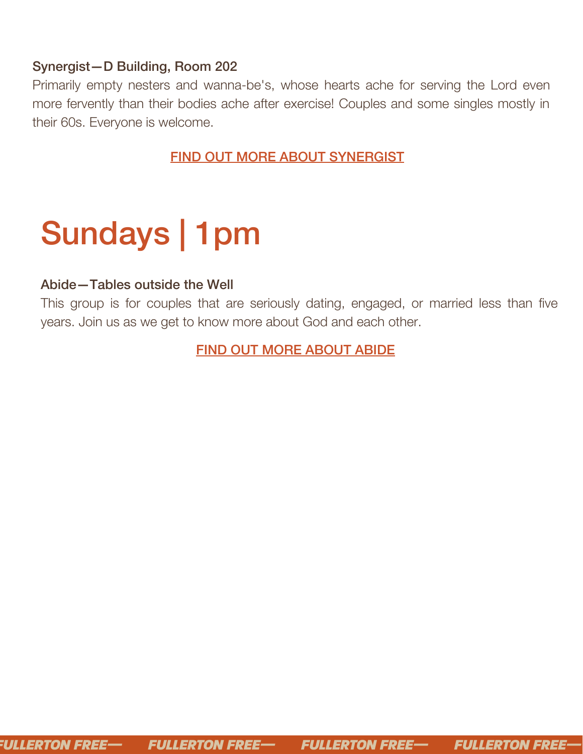**Synergist—D Building, Room 202**

Primarily empty nesters and wanna-be's, whose hearts ache for serving the Lord even more fervently than their bodies ache after exercise! Couples and some singles mostly in their 60s. Everyone is welcome.

FIND OUT MORE ABOUT SYNERGIST

# Sundays | 1pm

**Abide—Tables outside the Well**

This group is for couples that are seriously dating, engaged, or married less than five years. Join us as we get to know more about God and each other.

FIND OUT MORE ABOUT ABIDE